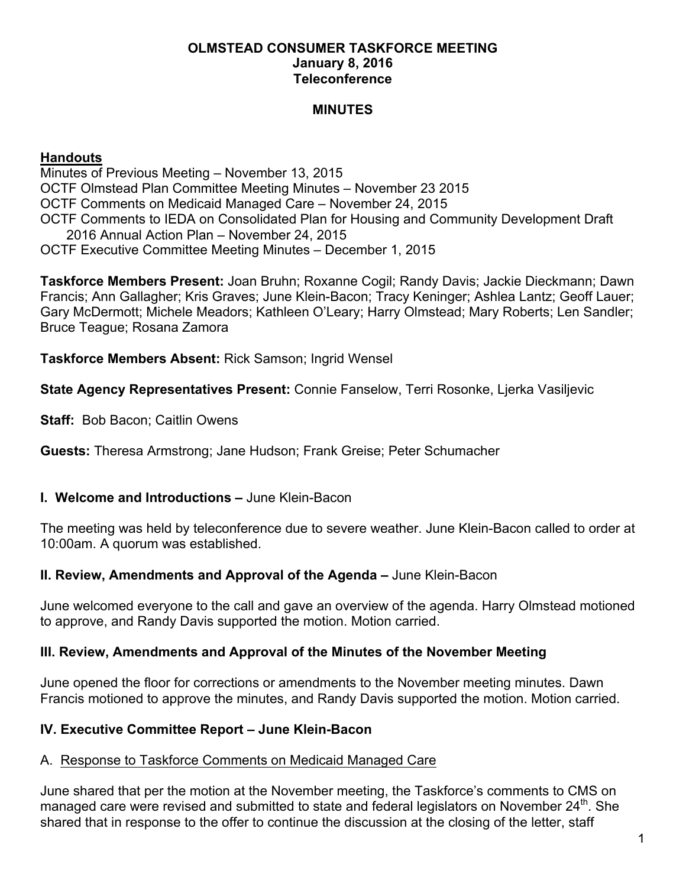# OLMSTEAD CONSUMER TASKFORCE MEETING
**January 8, 2016**
**Teleconference**

## MINUTES

### Handouts

Minutes of Previous Meeting – November 13, 2015
OCTF Olmstead Plan Committee Meeting Minutes – November 23 2015
OCTF Comments on Medicaid Managed Care – November 24, 2015
OCTF Comments to IEDA on Consolidated Plan for Housing and Community Development Draft 2016 Annual Action Plan – November 24, 2015
OCTF Executive Committee Meeting Minutes – December 1, 2015

**Taskforce Members Present:** Joan Bruhn; Roxanne Cogil; Randy Davis; Jackie Dieckmann; Dawn Francis; Ann Gallagher; Kris Graves; June Klein-Bacon; Tracy Keninger; Ashlea Lantz; Geoff Lauer; Gary McDermott; Michele Meadors; Kathleen O'Leary; Harry Olmstead; Mary Roberts; Len Sandler; Bruce Teague; Rosana Zamora

**Taskforce Members Absent:** Rick Samson; Ingrid Wensel

**State Agency Representatives Present:** Connie Fanselow, Terri Rosonke, Ljerka Vasiljevic

**Staff:** Bob Bacon; Caitlin Owens

**Guests:** Theresa Armstrong; Jane Hudson; Frank Greise; Peter Schumacher

### I. Welcome and Introductions – June Klein-Bacon

The meeting was held by teleconference due to severe weather. June Klein-Bacon called to order at 10:00am. A quorum was established.

### II. Review, Amendments and Approval of the Agenda – June Klein-Bacon

June welcomed everyone to the call and gave an overview of the agenda. Harry Olmstead motioned to approve, and Randy Davis supported the motion. Motion carried.

### III. Review, Amendments and Approval of the Minutes of the November Meeting

June opened the floor for corrections or amendments to the November meeting minutes. Dawn Francis motioned to approve the minutes, and Randy Davis supported the motion. Motion carried.

### IV. Executive Committee Report – June Klein-Bacon

#### A. Response to Taskforce Comments on Medicaid Managed Care

June shared that per the motion at the November meeting, the Taskforce's comments to CMS on managed care were revised and submitted to state and federal legislators on November 24th. She shared that in response to the offer to continue the discussion at the closing of the letter, staff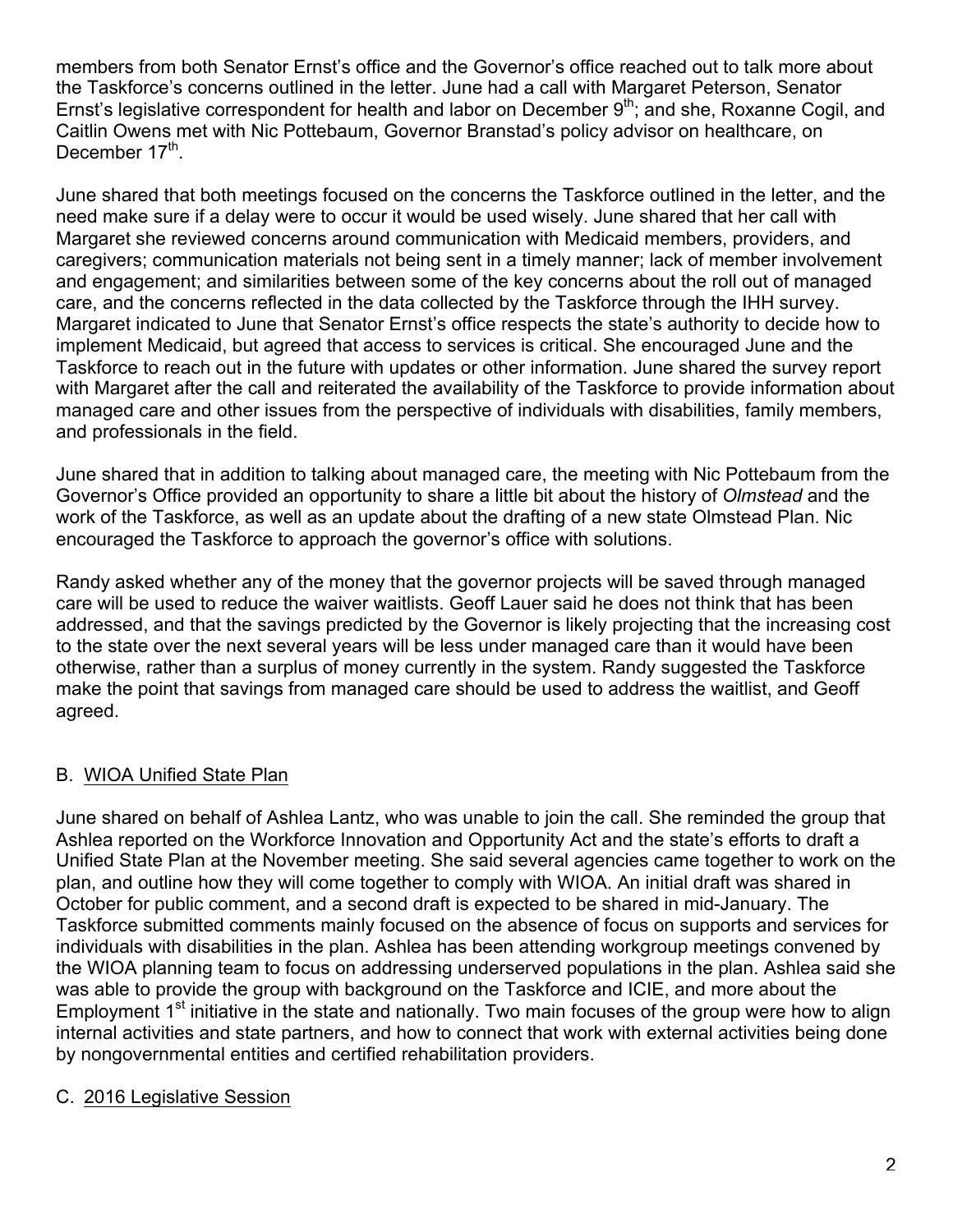members from both Senator Ernst's office and the Governor's office reached out to talk more about the Taskforce's concerns outlined in the letter. June had a call with Margaret Peterson, Senator Ernst's legislative correspondent for health and labor on December 9th; and she, Roxanne Cogil, and Caitlin Owens met with Nic Pottebaum, Governor Branstad's policy advisor on healthcare, on December 17th.

June shared that both meetings focused on the concerns the Taskforce outlined in the letter, and the need make sure if a delay were to occur it would be used wisely. June shared that her call with Margaret she reviewed concerns around communication with Medicaid members, providers, and caregivers; communication materials not being sent in a timely manner; lack of member involvement and engagement; and similarities between some of the key concerns about the roll out of managed care, and the concerns reflected in the data collected by the Taskforce through the IHH survey. Margaret indicated to June that Senator Ernst's office respects the state's authority to decide how to implement Medicaid, but agreed that access to services is critical. She encouraged June and the Taskforce to reach out in the future with updates or other information. June shared the survey report with Margaret after the call and reiterated the availability of the Taskforce to provide information about managed care and other issues from the perspective of individuals with disabilities, family members, and professionals in the field.

June shared that in addition to talking about managed care, the meeting with Nic Pottebaum from the Governor's Office provided an opportunity to share a little bit about the history of *Olmstead* and the work of the Taskforce, as well as an update about the drafting of a new state Olmstead Plan. Nic encouraged the Taskforce to approach the governor's office with solutions.

Randy asked whether any of the money that the governor projects will be saved through managed care will be used to reduce the waiver waitlists. Geoff Lauer said he does not think that has been addressed, and that the savings predicted by the Governor is likely projecting that the increasing cost to the state over the next several years will be less under managed care than it would have been otherwise, rather than a surplus of money currently in the system. Randy suggested the Taskforce make the point that savings from managed care should be used to address the waitlist, and Geoff agreed.

## B. WIOA Unified State Plan

June shared on behalf of Ashlea Lantz, who was unable to join the call. She reminded the group that Ashlea reported on the Workforce Innovation and Opportunity Act and the state's efforts to draft a Unified State Plan at the November meeting. She said several agencies came together to work on the plan, and outline how they will come together to comply with WIOA. An initial draft was shared in October for public comment, and a second draft is expected to be shared in mid-January. The Taskforce submitted comments mainly focused on the absence of focus on supports and services for individuals with disabilities in the plan. Ashlea has been attending workgroup meetings convened by the WIOA planning team to focus on addressing underserved populations in the plan. Ashlea said she was able to provide the group with background on the Taskforce and ICIE, and more about the Employment 1st initiative in the state and nationally. Two main focuses of the group were how to align internal activities and state partners, and how to connect that work with external activities being done by nongovernmental entities and certified rehabilitation providers.

## C. 2016 Legislative Session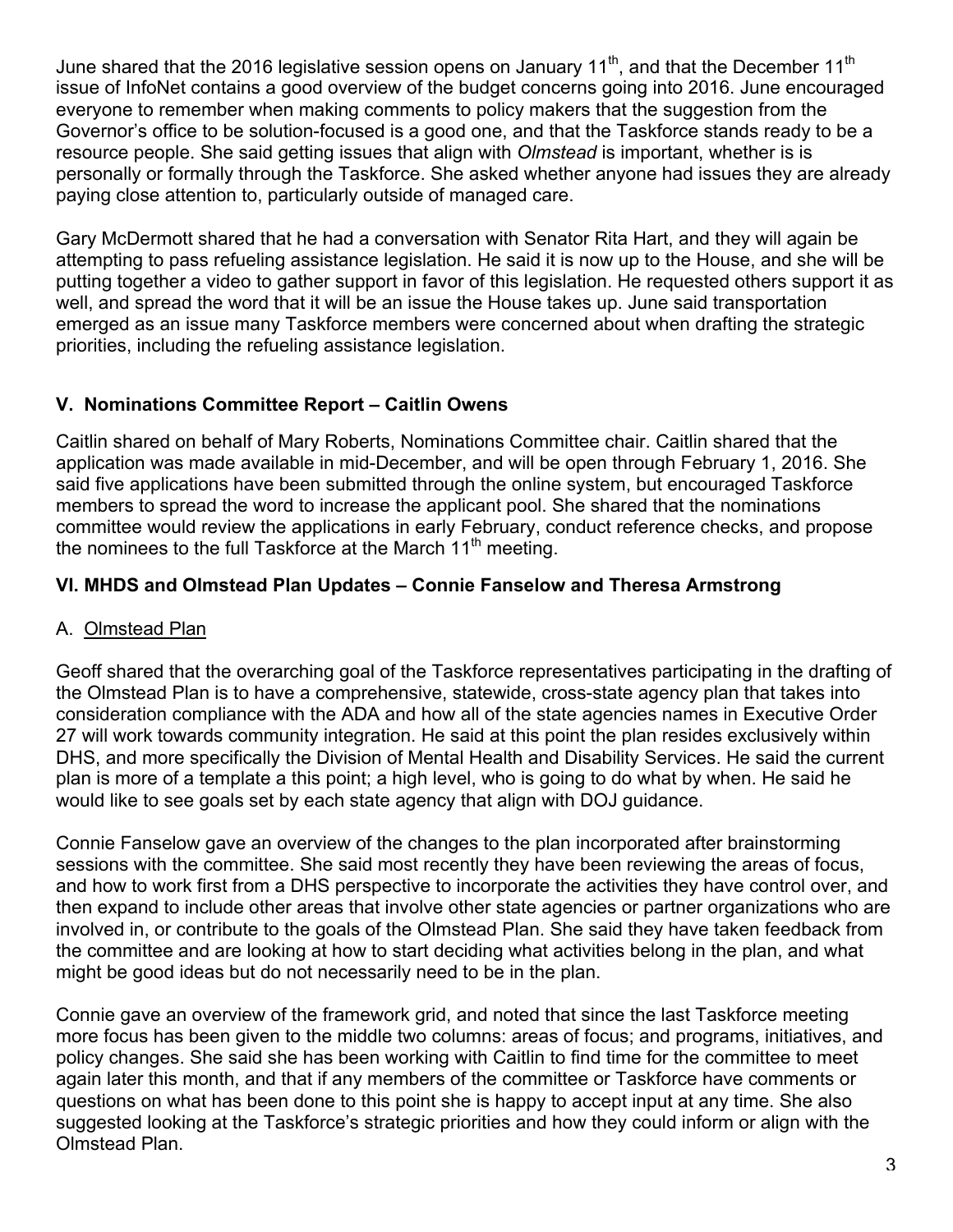June shared that the 2016 legislative session opens on January 11th, and that the December 11th issue of InfoNet contains a good overview of the budget concerns going into 2016. June encouraged everyone to remember when making comments to policy makers that the suggestion from the Governor's office to be solution-focused is a good one, and that the Taskforce stands ready to be a resource people. She said getting issues that align with *Olmstead* is important, whether is is personally or formally through the Taskforce. She asked whether anyone had issues they are already paying close attention to, particularly outside of managed care.

Gary McDermott shared that he had a conversation with Senator Rita Hart, and they will again be attempting to pass refueling assistance legislation. He said it is now up to the House, and she will be putting together a video to gather support in favor of this legislation. He requested others support it as well, and spread the word that it will be an issue the House takes up. June said transportation emerged as an issue many Taskforce members were concerned about when drafting the strategic priorities, including the refueling assistance legislation.

## V. Nominations Committee Report – Caitlin Owens

Caitlin shared on behalf of Mary Roberts, Nominations Committee chair. Caitlin shared that the application was made available in mid-December, and will be open through February 1, 2016. She said five applications have been submitted through the online system, but encouraged Taskforce members to spread the word to increase the applicant pool. She shared that the nominations committee would review the applications in early February, conduct reference checks, and propose the nominees to the full Taskforce at the March 11th meeting.

## VI. MHDS and Olmstead Plan Updates – Connie Fanselow and Theresa Armstrong

### A. Olmstead Plan

Geoff shared that the overarching goal of the Taskforce representatives participating in the drafting of the Olmstead Plan is to have a comprehensive, statewide, cross-state agency plan that takes into consideration compliance with the ADA and how all of the state agencies names in Executive Order 27 will work towards community integration. He said at this point the plan resides exclusively within DHS, and more specifically the Division of Mental Health and Disability Services. He said the current plan is more of a template a this point; a high level, who is going to do what by when. He said he would like to see goals set by each state agency that align with DOJ guidance.

Connie Fanselow gave an overview of the changes to the plan incorporated after brainstorming sessions with the committee. She said most recently they have been reviewing the areas of focus, and how to work first from a DHS perspective to incorporate the activities they have control over, and then expand to include other areas that involve other state agencies or partner organizations who are involved in, or contribute to the goals of the Olmstead Plan. She said they have taken feedback from the committee and are looking at how to start deciding what activities belong in the plan, and what might be good ideas but do not necessarily need to be in the plan.

Connie gave an overview of the framework grid, and noted that since the last Taskforce meeting more focus has been given to the middle two columns: areas of focus; and programs, initiatives, and policy changes. She said she has been working with Caitlin to find time for the committee to meet again later this month, and that if any members of the committee or Taskforce have comments or questions on what has been done to this point she is happy to accept input at any time. She also suggested looking at the Taskforce's strategic priorities and how they could inform or align with the Olmstead Plan.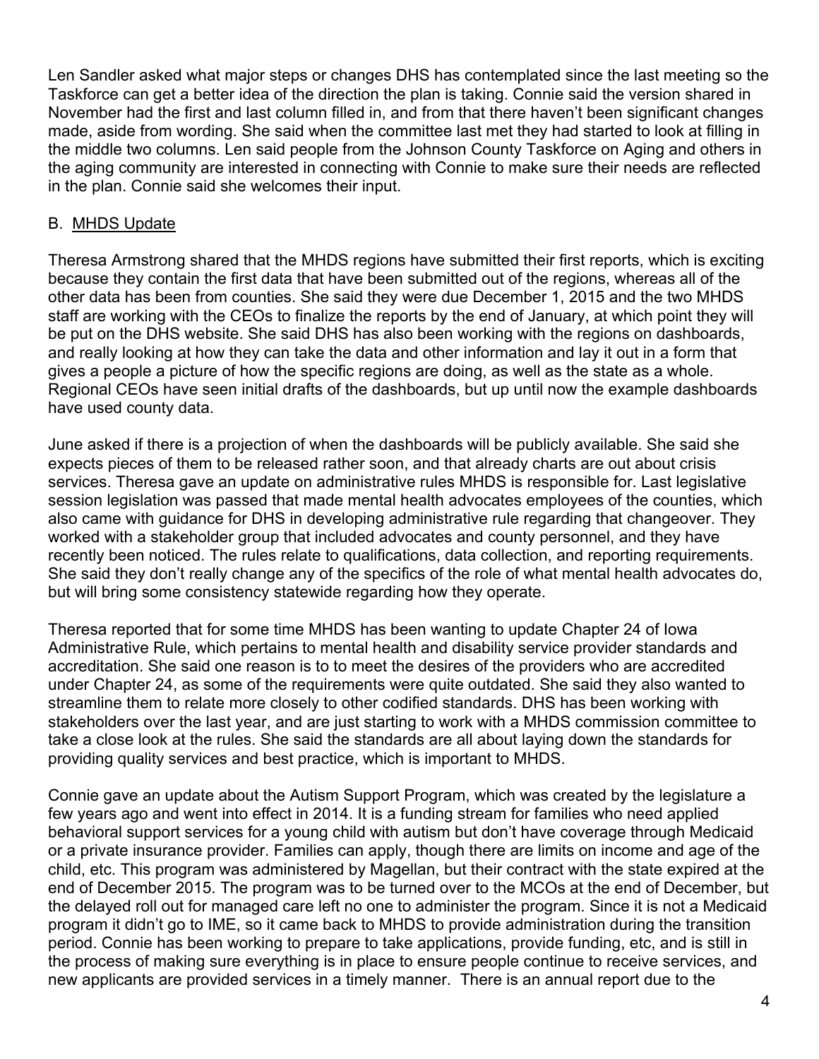Len Sandler asked what major steps or changes DHS has contemplated since the last meeting so the Taskforce can get a better idea of the direction the plan is taking. Connie said the version shared in November had the first and last column filled in, and from that there haven't been significant changes made, aside from wording. She said when the committee last met they had started to look at filling in the middle two columns. Len said people from the Johnson County Taskforce on Aging and others in the aging community are interested in connecting with Connie to make sure their needs are reflected in the plan. Connie said she welcomes their input.

B. MHDS Update

Theresa Armstrong shared that the MHDS regions have submitted their first reports, which is exciting because they contain the first data that have been submitted out of the regions, whereas all of the other data has been from counties. She said they were due December 1, 2015 and the two MHDS staff are working with the CEOs to finalize the reports by the end of January, at which point they will be put on the DHS website. She said DHS has also been working with the regions on dashboards, and really looking at how they can take the data and other information and lay it out in a form that gives a people a picture of how the specific regions are doing, as well as the state as a whole. Regional CEOs have seen initial drafts of the dashboards, but up until now the example dashboards have used county data.

June asked if there is a projection of when the dashboards will be publicly available. She said she expects pieces of them to be released rather soon, and that already charts are out about crisis services. Theresa gave an update on administrative rules MHDS is responsible for. Last legislative session legislation was passed that made mental health advocates employees of the counties, which also came with guidance for DHS in developing administrative rule regarding that changeover. They worked with a stakeholder group that included advocates and county personnel, and they have recently been noticed. The rules relate to qualifications, data collection, and reporting requirements. She said they don't really change any of the specifics of the role of what mental health advocates do, but will bring some consistency statewide regarding how they operate.

Theresa reported that for some time MHDS has been wanting to update Chapter 24 of Iowa Administrative Rule, which pertains to mental health and disability service provider standards and accreditation. She said one reason is to to meet the desires of the providers who are accredited under Chapter 24, as some of the requirements were quite outdated. She said they also wanted to streamline them to relate more closely to other codified standards. DHS has been working with stakeholders over the last year, and are just starting to work with a MHDS commission committee to take a close look at the rules. She said the standards are all about laying down the standards for providing quality services and best practice, which is important to MHDS.

Connie gave an update about the Autism Support Program, which was created by the legislature a few years ago and went into effect in 2014. It is a funding stream for families who need applied behavioral support services for a young child with autism but don't have coverage through Medicaid or a private insurance provider. Families can apply, though there are limits on income and age of the child, etc. This program was administered by Magellan, but their contract with the state expired at the end of December 2015. The program was to be turned over to the MCOs at the end of December, but the delayed roll out for managed care left no one to administer the program. Since it is not a Medicaid program it didn't go to IME, so it came back to MHDS to provide administration during the transition period. Connie has been working to prepare to take applications, provide funding, etc, and is still in the process of making sure everything is in place to ensure people continue to receive services, and new applicants are provided services in a timely manner. There is an annual report due to the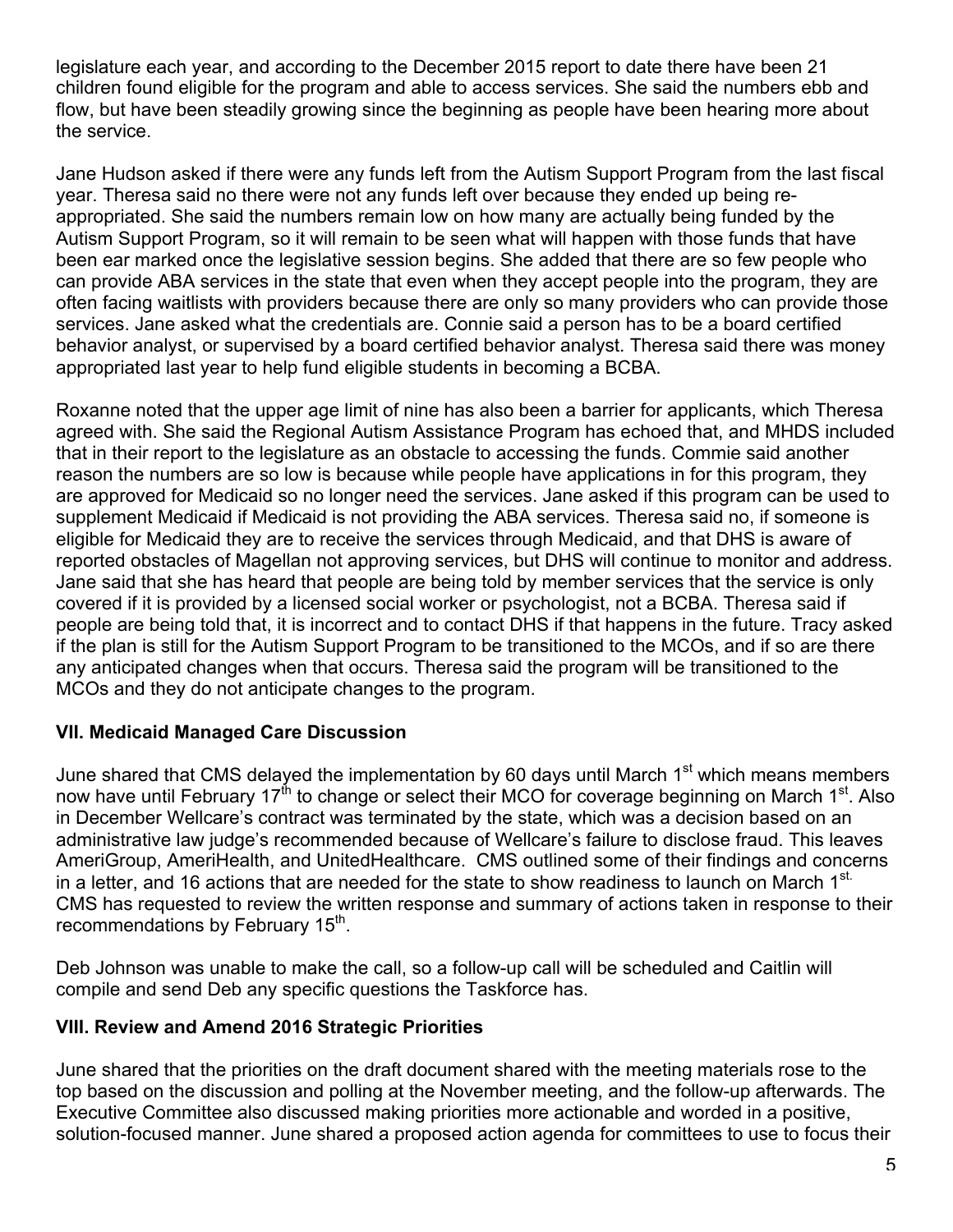legislature each year, and according to the December 2015 report to date there have been 21 children found eligible for the program and able to access services. She said the numbers ebb and flow, but have been steadily growing since the beginning as people have been hearing more about the service.

Jane Hudson asked if there were any funds left from the Autism Support Program from the last fiscal year. Theresa said no there were not any funds left over because they ended up being re-appropriated. She said the numbers remain low on how many are actually being funded by the Autism Support Program, so it will remain to be seen what will happen with those funds that have been ear marked once the legislative session begins. She added that there are so few people who can provide ABA services in the state that even when they accept people into the program, they are often facing waitlists with providers because there are only so many providers who can provide those services. Jane asked what the credentials are. Connie said a person has to be a board certified behavior analyst, or supervised by a board certified behavior analyst. Theresa said there was money appropriated last year to help fund eligible students in becoming a BCBA.

Roxanne noted that the upper age limit of nine has also been a barrier for applicants, which Theresa agreed with. She said the Regional Autism Assistance Program has echoed that, and MHDS included that in their report to the legislature as an obstacle to accessing the funds. Commie said another reason the numbers are so low is because while people have applications in for this program, they are approved for Medicaid so no longer need the services. Jane asked if this program can be used to supplement Medicaid if Medicaid is not providing the ABA services. Theresa said no, if someone is eligible for Medicaid they are to receive the services through Medicaid, and that DHS is aware of reported obstacles of Magellan not approving services, but DHS will continue to monitor and address. Jane said that she has heard that people are being told by member services that the service is only covered if it is provided by a licensed social worker or psychologist, not a BCBA. Theresa said if people are being told that, it is incorrect and to contact DHS if that happens in the future. Tracy asked if the plan is still for the Autism Support Program to be transitioned to the MCOs, and if so are there any anticipated changes when that occurs. Theresa said the program will be transitioned to the MCOs and they do not anticipate changes to the program.

### VII. Medicaid Managed Care Discussion

June shared that CMS delayed the implementation by 60 days until March 1st which means members now have until February 17th to change or select their MCO for coverage beginning on March 1st. Also in December Wellcare's contract was terminated by the state, which was a decision based on an administrative law judge's recommended because of Wellcare's failure to disclose fraud. This leaves AmeriGroup, AmeriHealth, and UnitedHealthcare. CMS outlined some of their findings and concerns in a letter, and 16 actions that are needed for the state to show readiness to launch on March 1st. CMS has requested to review the written response and summary of actions taken in response to their recommendations by February 15th.

Deb Johnson was unable to make the call, so a follow-up call will be scheduled and Caitlin will compile and send Deb any specific questions the Taskforce has.

### VIII. Review and Amend 2016 Strategic Priorities

June shared that the priorities on the draft document shared with the meeting materials rose to the top based on the discussion and polling at the November meeting, and the follow-up afterwards. The Executive Committee also discussed making priorities more actionable and worded in a positive, solution-focused manner. June shared a proposed action agenda for committees to use to focus their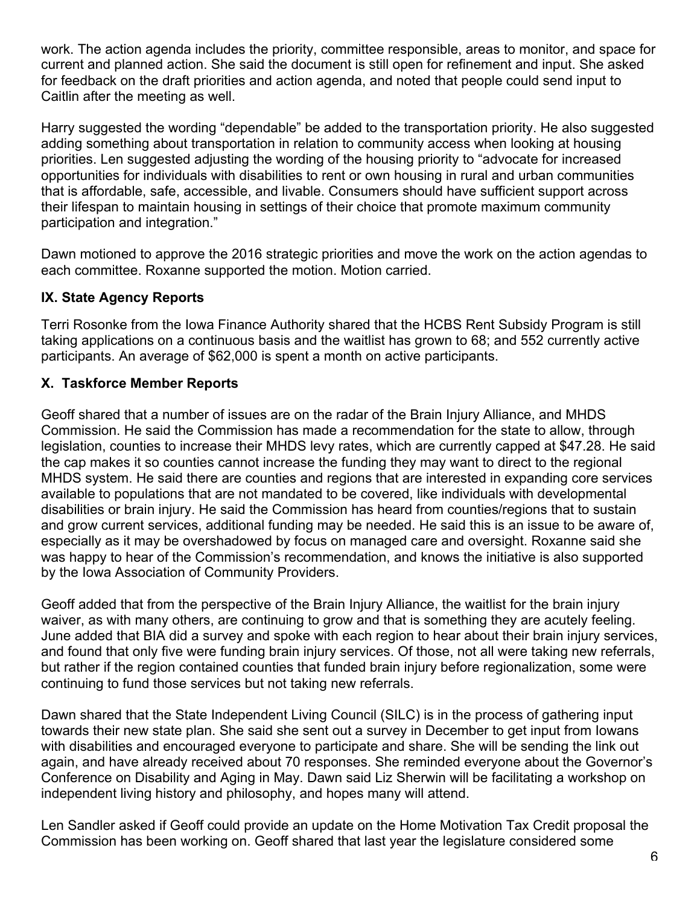work. The action agenda includes the priority, committee responsible, areas to monitor, and space for current and planned action. She said the document is still open for refinement and input. She asked for feedback on the draft priorities and action agenda, and noted that people could send input to Caitlin after the meeting as well.

Harry suggested the wording "dependable" be added to the transportation priority. He also suggested adding something about transportation in relation to community access when looking at housing priorities. Len suggested adjusting the wording of the housing priority to "advocate for increased opportunities for individuals with disabilities to rent or own housing in rural and urban communities that is affordable, safe, accessible, and livable. Consumers should have sufficient support across their lifespan to maintain housing in settings of their choice that promote maximum community participation and integration."

Dawn motioned to approve the 2016 strategic priorities and move the work on the action agendas to each committee. Roxanne supported the motion. Motion carried.

### IX. State Agency Reports

Terri Rosonke from the Iowa Finance Authority shared that the HCBS Rent Subsidy Program is still taking applications on a continuous basis and the waitlist has grown to 68; and 552 currently active participants. An average of $62,000 is spent a month on active participants.

### X. Taskforce Member Reports

Geoff shared that a number of issues are on the radar of the Brain Injury Alliance, and MHDS Commission. He said the Commission has made a recommendation for the state to allow, through legislation, counties to increase their MHDS levy rates, which are currently capped at $47.28. He said the cap makes it so counties cannot increase the funding they may want to direct to the regional MHDS system. He said there are counties and regions that are interested in expanding core services available to populations that are not mandated to be covered, like individuals with developmental disabilities or brain injury. He said the Commission has heard from counties/regions that to sustain and grow current services, additional funding may be needed. He said this is an issue to be aware of, especially as it may be overshadowed by focus on managed care and oversight. Roxanne said she was happy to hear of the Commission's recommendation, and knows the initiative is also supported by the Iowa Association of Community Providers.

Geoff added that from the perspective of the Brain Injury Alliance, the waitlist for the brain injury waiver, as with many others, are continuing to grow and that is something they are acutely feeling. June added that BIA did a survey and spoke with each region to hear about their brain injury services, and found that only five were funding brain injury services. Of those, not all were taking new referrals, but rather if the region contained counties that funded brain injury before regionalization, some were continuing to fund those services but not taking new referrals.

Dawn shared that the State Independent Living Council (SILC) is in the process of gathering input towards their new state plan. She said she sent out a survey in December to get input from Iowans with disabilities and encouraged everyone to participate and share. She will be sending the link out again, and have already received about 70 responses. She reminded everyone about the Governor's Conference on Disability and Aging in May. Dawn said Liz Sherwin will be facilitating a workshop on independent living history and philosophy, and hopes many will attend.

Len Sandler asked if Geoff could provide an update on the Home Motivation Tax Credit proposal the Commission has been working on. Geoff shared that last year the legislature considered some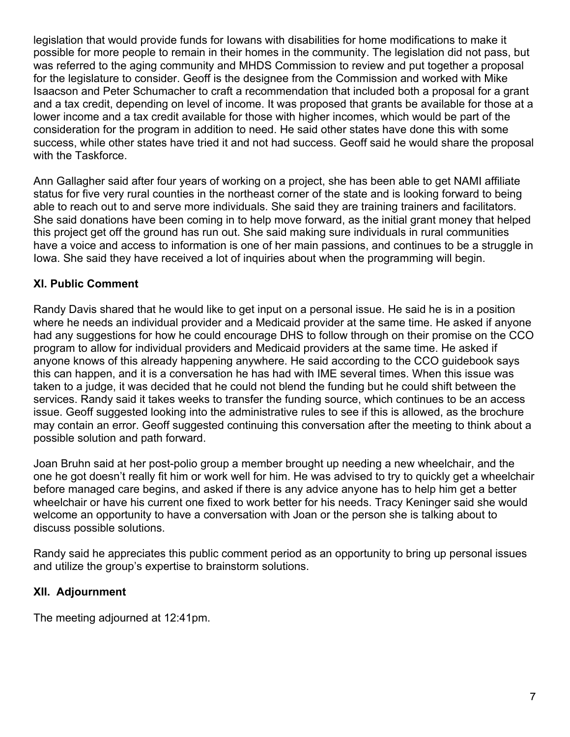legislation that would provide funds for Iowans with disabilities for home modifications to make it possible for more people to remain in their homes in the community. The legislation did not pass, but was referred to the aging community and MHDS Commission to review and put together a proposal for the legislature to consider. Geoff is the designee from the Commission and worked with Mike Isaacson and Peter Schumacher to craft a recommendation that included both a proposal for a grant and a tax credit, depending on level of income. It was proposed that grants be available for those at a lower income and a tax credit available for those with higher incomes, which would be part of the consideration for the program in addition to need. He said other states have done this with some success, while other states have tried it and not had success. Geoff said he would share the proposal with the Taskforce.

Ann Gallagher said after four years of working on a project, she has been able to get NAMI affiliate status for five very rural counties in the northeast corner of the state and is looking forward to being able to reach out to and serve more individuals. She said they are training trainers and facilitators. She said donations have been coming in to help move forward, as the initial grant money that helped this project get off the ground has run out. She said making sure individuals in rural communities have a voice and access to information is one of her main passions, and continues to be a struggle in Iowa. She said they have received a lot of inquiries about when the programming will begin.

## XI. Public Comment

Randy Davis shared that he would like to get input on a personal issue. He said he is in a position where he needs an individual provider and a Medicaid provider at the same time. He asked if anyone had any suggestions for how he could encourage DHS to follow through on their promise on the CCO program to allow for individual providers and Medicaid providers at the same time. He asked if anyone knows of this already happening anywhere. He said according to the CCO guidebook says this can happen, and it is a conversation he has had with IME several times. When this issue was taken to a judge, it was decided that he could not blend the funding but he could shift between the services. Randy said it takes weeks to transfer the funding source, which continues to be an access issue. Geoff suggested looking into the administrative rules to see if this is allowed, as the brochure may contain an error. Geoff suggested continuing this conversation after the meeting to think about a possible solution and path forward.

Joan Bruhn said at her post-polio group a member brought up needing a new wheelchair, and the one he got doesn't really fit him or work well for him. He was advised to try to quickly get a wheelchair before managed care begins, and asked if there is any advice anyone has to help him get a better wheelchair or have his current one fixed to work better for his needs. Tracy Keninger said she would welcome an opportunity to have a conversation with Joan or the person she is talking about to discuss possible solutions.

Randy said he appreciates this public comment period as an opportunity to bring up personal issues and utilize the group's expertise to brainstorm solutions.

## XII. Adjournment

The meeting adjourned at 12:41pm.